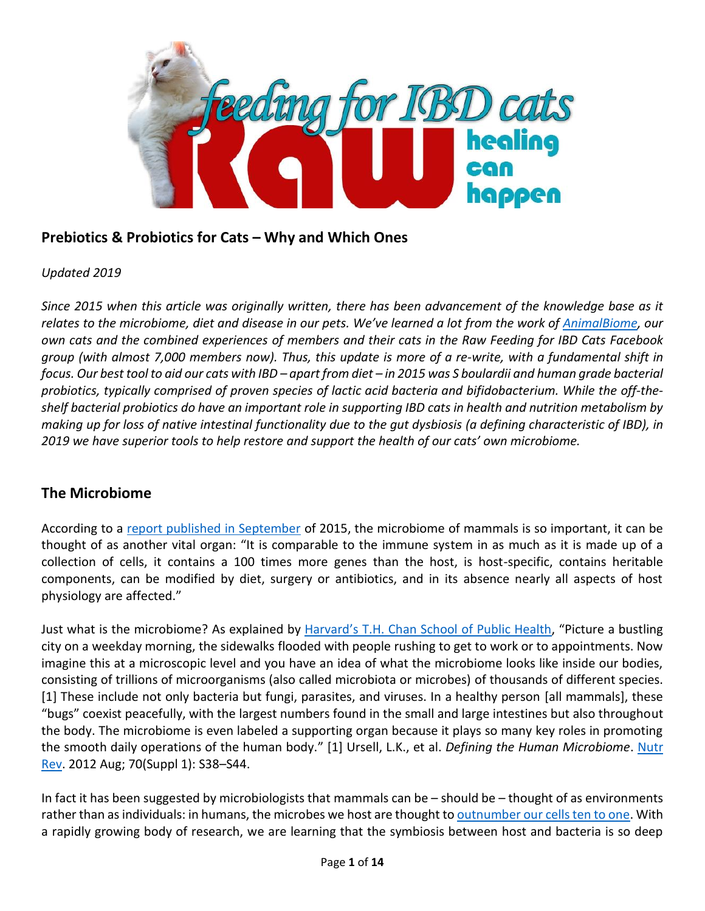## Prebiotics & Probiotics for Cats – Why and Which Ones

*Updated 2019*

*Since 2015 when this article was originally written, there has been advancement of the knowledge base as it relates to the microbiome, diet and disease in our pets. We've learned a lot from the work of AnimalBiome, our own cats and the combined experiences of members and their cats in the Raw Feeding for IBD Cats Facebook group (with almost 7,000 members now). Thus, this update is more of a re-write, with a fundamental shift in focus. Our best tool to aid our cats with IBD – apart from diet – in 2015 was S boulardii and human grade bacterial probiotics, typically comprised of proven species of lactic acid bacteria and bifidobacterium. While the off-the-shelf bacterial probiotics do have an important role in supporting IBD cats in health and nutrition metabolism by making up for loss of native intestinal functionality due to the gut dysbiosis (a defining characteristic of IBD), in 2019 we have superior tools to help restore and support the health of our cats' own microbiome.*

## The Microbiome

According to a report published in September of 2015, the microbiome of mammals is so important, it can be thought of as another vital organ: "It is comparable to the immune system in as much as it is made up of a collection of cells, it contains a 100 times more genes than the host, is host-specific, contains heritable components, can be modified by diet, surgery or antibiotics, and in its absence nearly all aspects of host physiology are affected."

Just what is the microbiome? As explained by Harvard's T.H. Chan School of Public Health, "Picture a bustling city on a weekday morning, the sidewalks flooded with people rushing to get to work or to appointments. Now imagine this at a microscopic level and you have an idea of what the microbiome looks like inside our bodies, consisting of trillions of microorganisms (also called microbiota or microbes) of thousands of different species. [1] These include not only bacteria but fungi, parasites, and viruses. In a healthy person [all mammals], these "bugs" coexist peacefully, with the largest numbers found in the small and large intestines but also throughout the body. The microbiome is even labeled a supporting organ because it plays so many key roles in promoting the smooth daily operations of the human body." [1] Ursell, L.K., et al. *Defining the Human Microbiome*. Nutr Rev. 2012 Aug; 70(Suppl 1): S38–S44.

In fact it has been suggested by microbiologists that mammals can be – should be – thought of as environments rather than as individuals: in humans, the microbes we host are thought to outnumber our cells ten to one. With a rapidly growing body of research, we are learning that the symbiosis between host and bacteria is so deep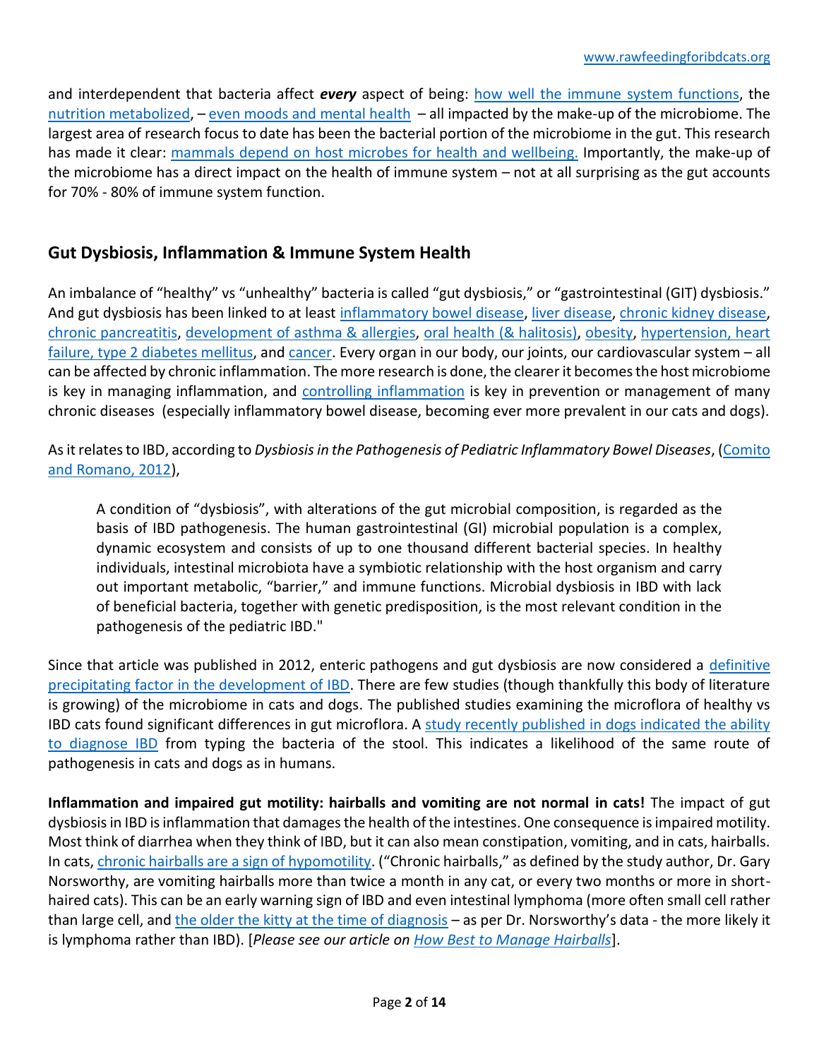and interdependent that bacteria affect ***every*** aspect of being: how well the immune system functions, the nutrition metabolized, – even moods and mental health – all impacted by the make-up of the microbiome. The largest area of research focus to date has been the bacterial portion of the microbiome in the gut. This research has made it clear: mammals depend on host microbes for health and wellbeing. Importantly, the make-up of the microbiome has a direct impact on the health of immune system – not at all surprising as the gut accounts for 70% - 80% of immune system function.

## Gut Dysbiosis, Inflammation & Immune System Health

An imbalance of "healthy" vs "unhealthy" bacteria is called "gut dysbiosis," or "gastrointestinal (GIT) dysbiosis." And gut dysbiosis has been linked to at least inflammatory bowel disease, liver disease, chronic kidney disease, chronic pancreatitis, development of asthma & allergies, oral health (& halitosis), obesity, hypertension, heart failure, type 2 diabetes mellitus, and cancer. Every organ in our body, our joints, our cardiovascular system – all can be affected by chronic inflammation. The more research is done, the clearer it becomes the host microbiome is key in managing inflammation, and controlling inflammation is key in prevention or management of many chronic diseases (especially inflammatory bowel disease, becoming ever more prevalent in our cats and dogs).

As it relates to IBD, according to *Dysbiosis in the Pathogenesis of Pediatric Inflammatory Bowel Diseases*, (Comito and Romano, 2012),

> A condition of "dysbiosis", with alterations of the gut microbial composition, is regarded as the basis of IBD pathogenesis. The human gastrointestinal (GI) microbial population is a complex, dynamic ecosystem and consists of up to one thousand different bacterial species. In healthy individuals, intestinal microbiota have a symbiotic relationship with the host organism and carry out important metabolic, "barrier," and immune functions. Microbial dysbiosis in IBD with lack of beneficial bacteria, together with genetic predisposition, is the most relevant condition in the pathogenesis of the pediatric IBD."

Since that article was published in 2012, enteric pathogens and gut dysbiosis are now considered a definitive precipitating factor in the development of IBD. There are few studies (though thankfully this body of literature is growing) of the microbiome in cats and dogs. The published studies examining the microflora of healthy vs IBD cats found significant differences in gut microflora. A study recently published in dogs indicated the ability to diagnose IBD from typing the bacteria of the stool. This indicates a likelihood of the same route of pathogenesis in cats and dogs as in humans.

**Inflammation and impaired gut motility: hairballs and vomiting are not normal in cats!** The impact of gut dysbiosis in IBD is inflammation that damages the health of the intestines. One consequence is impaired motility. Most think of diarrhea when they think of IBD, but it can also mean constipation, vomiting, and in cats, hairballs. In cats, chronic hairballs are a sign of hypomotility. ("Chronic hairballs," as defined by the study author, Dr. Gary Norsworthy, are vomiting hairballs more than twice a month in any cat, or every two months or more in short-haired cats). This can be an early warning sign of IBD and even intestinal lymphoma (more often small cell rather than large cell, and the older the kitty at the time of diagnosis – as per Dr. Norsworthy's data - the more likely it is lymphoma rather than IBD). [*Please see our article on How Best to Manage Hairballs*].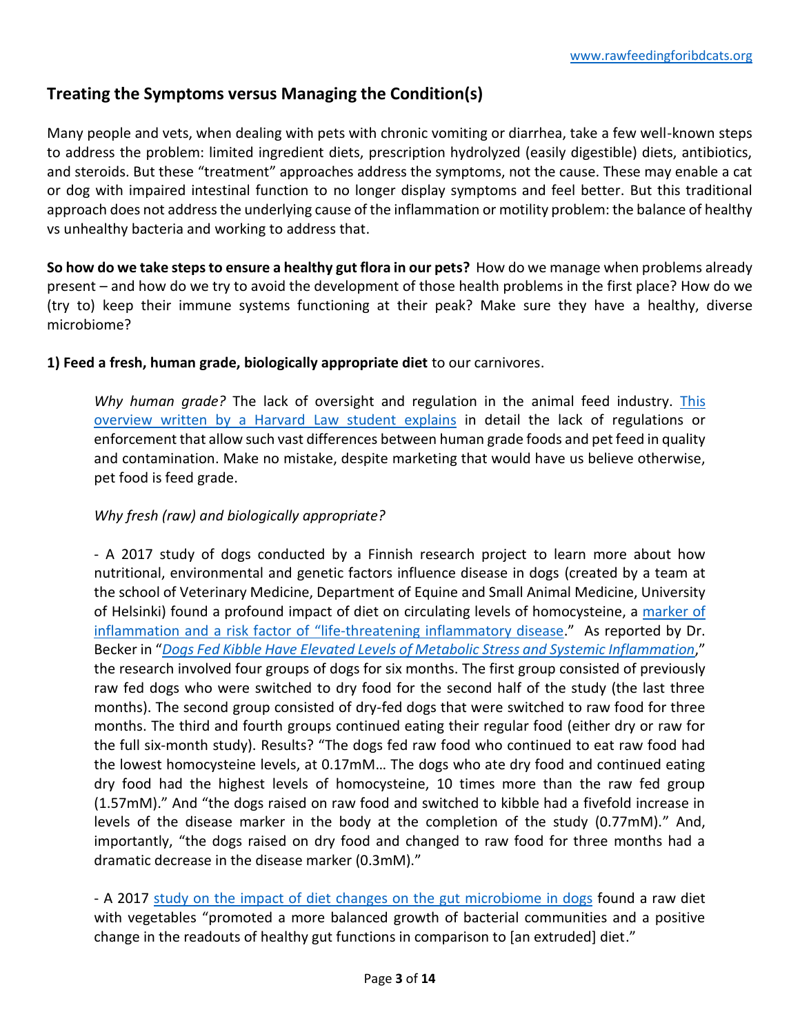## Treating the Symptoms versus Managing the Condition(s)

Many people and vets, when dealing with pets with chronic vomiting or diarrhea, take a few well-known steps to address the problem: limited ingredient diets, prescription hydrolyzed (easily digestible) diets, antibiotics, and steroids. But these "treatment" approaches address the symptoms, not the cause. These may enable a cat or dog with impaired intestinal function to no longer display symptoms and feel better. But this traditional approach does not address the underlying cause of the inflammation or motility problem: the balance of healthy vs unhealthy bacteria and working to address that.

**So how do we take steps to ensure a healthy gut flora in our pets?** How do we manage when problems already present – and how do we try to avoid the development of those health problems in the first place? How do we (try to) keep their immune systems functioning at their peak? Make sure they have a healthy, diverse microbiome?

**1) Feed a fresh, human grade, biologically appropriate diet** to our carnivores.

> *Why human grade?* The lack of oversight and regulation in the animal feed industry. This overview written by a Harvard Law student explains in detail the lack of regulations or enforcement that allow such vast differences between human grade foods and pet feed in quality and contamination. Make no mistake, despite marketing that would have us believe otherwise, pet food is feed grade.
>
> *Why fresh (raw) and biologically appropriate?*
>
> - A 2017 study of dogs conducted by a Finnish research project to learn more about how nutritional, environmental and genetic factors influence disease in dogs (created by a team at the school of Veterinary Medicine, Department of Equine and Small Animal Medicine, University of Helsinki) found a profound impact of diet on circulating levels of homocysteine, a marker of inflammation and a risk factor of "life-threatening inflammatory disease." As reported by Dr. Becker in "*Dogs Fed Kibble Have Elevated Levels of Metabolic Stress and Systemic Inflammation*," the research involved four groups of dogs for six months. The first group consisted of previously raw fed dogs who were switched to dry food for the second half of the study (the last three months). The second group consisted of dry-fed dogs that were switched to raw food for three months. The third and fourth groups continued eating their regular food (either dry or raw for the full six-month study). Results? "The dogs fed raw food who continued to eat raw food had the lowest homocysteine levels, at 0.17mM… The dogs who ate dry food and continued eating dry food had the highest levels of homocysteine, 10 times more than the raw fed group (1.57mM)." And "the dogs raised on raw food and switched to kibble had a fivefold increase in levels of the disease marker in the body at the completion of the study (0.77mM)." And, importantly, "the dogs raised on dry food and changed to raw food for three months had a dramatic decrease in the disease marker (0.3mM)."
>
> - A 2017 study on the impact of diet changes on the gut microbiome in dogs found a raw diet with vegetables "promoted a more balanced growth of bacterial communities and a positive change in the readouts of healthy gut functions in comparison to [an extruded] diet."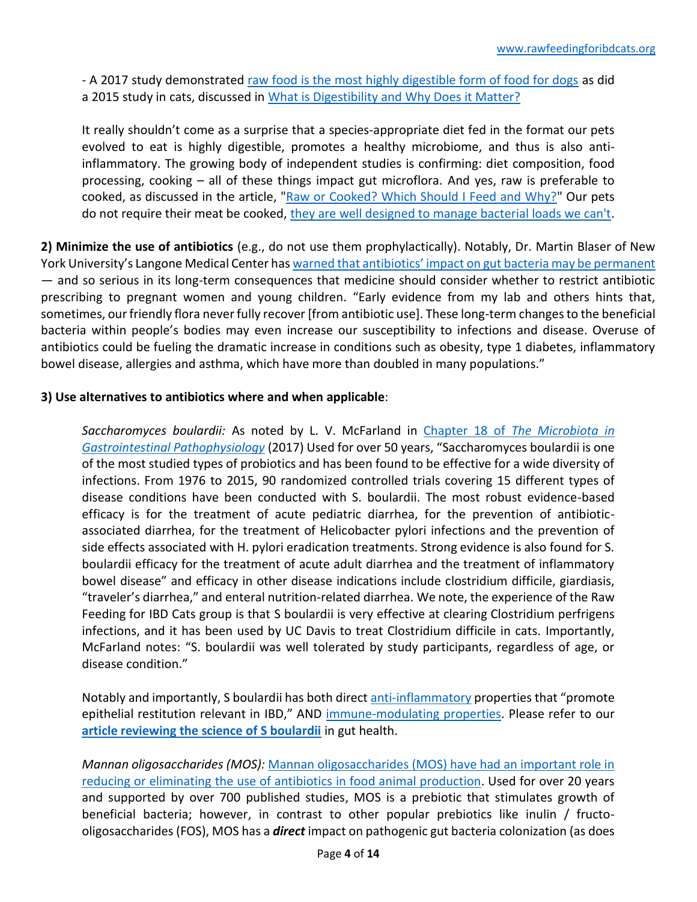- A 2017 study demonstrated raw food is the most highly digestible form of food for dogs as did a 2015 study in cats, discussed in What is Digestibility and Why Does it Matter?

It really shouldn't come as a surprise that a species-appropriate diet fed in the format our pets evolved to eat is highly digestible, promotes a healthy microbiome, and thus is also anti-inflammatory. The growing body of independent studies is confirming: diet composition, food processing, cooking – all of these things impact gut microflora. And yes, raw is preferable to cooked, as discussed in the article, "Raw or Cooked? Which Should I Feed and Why?" Our pets do not require their meat be cooked, they are well designed to manage bacterial loads we can't.

**2) Minimize the use of antibiotics** (e.g., do not use them prophylactically). Notably, Dr. Martin Blaser of New York University's Langone Medical Center has warned that antibiotics' impact on gut bacteria may be permanent — and so serious in its long-term consequences that medicine should consider whether to restrict antibiotic prescribing to pregnant women and young children. "Early evidence from my lab and others hints that, sometimes, our friendly flora never fully recover [from antibiotic use]. These long-term changes to the beneficial bacteria within people's bodies may even increase our susceptibility to infections and disease. Overuse of antibiotics could be fueling the dramatic increase in conditions such as obesity, type 1 diabetes, inflammatory bowel disease, allergies and asthma, which have more than doubled in many populations."

**3) Use alternatives to antibiotics where and when applicable**:

*Saccharomyces boulardii:* As noted by L. V. McFarland in Chapter 18 of *The Microbiota in Gastrointestinal Pathophysiology* (2017) Used for over 50 years, "Saccharomyces boulardii is one of the most studied types of probiotics and has been found to be effective for a wide diversity of infections. From 1976 to 2015, 90 randomized controlled trials covering 15 different types of disease conditions have been conducted with S. boulardii. The most robust evidence-based efficacy is for the treatment of acute pediatric diarrhea, for the prevention of antibiotic-associated diarrhea, for the treatment of Helicobacter pylori infections and the prevention of side effects associated with H. pylori eradication treatments. Strong evidence is also found for S. boulardii efficacy for the treatment of acute adult diarrhea and the treatment of inflammatory bowel disease" and efficacy in other disease indications include clostridium difficile, giardiasis, "traveler's diarrhea," and enteral nutrition-related diarrhea. We note, the experience of the Raw Feeding for IBD Cats group is that S boulardii is very effective at clearing Clostridium perfrigens infections, and it has been used by UC Davis to treat Clostridium difficile in cats. Importantly, McFarland notes: "S. boulardii was well tolerated by study participants, regardless of age, or disease condition."

Notably and importantly, S boulardii has both direct anti-inflammatory properties that "promote epithelial restitution relevant in IBD," AND immune-modulating properties. Please refer to our **article reviewing the science of S boulardii** in gut health.

*Mannan oligosaccharides (MOS):* Mannan oligosaccharides (MOS) have had an important role in reducing or eliminating the use of antibiotics in food animal production. Used for over 20 years and supported by over 700 published studies, MOS is a prebiotic that stimulates growth of beneficial bacteria; however, in contrast to other popular prebiotics like inulin / fructo-oligosaccharides (FOS), MOS has a ***direct*** impact on pathogenic gut bacteria colonization (as does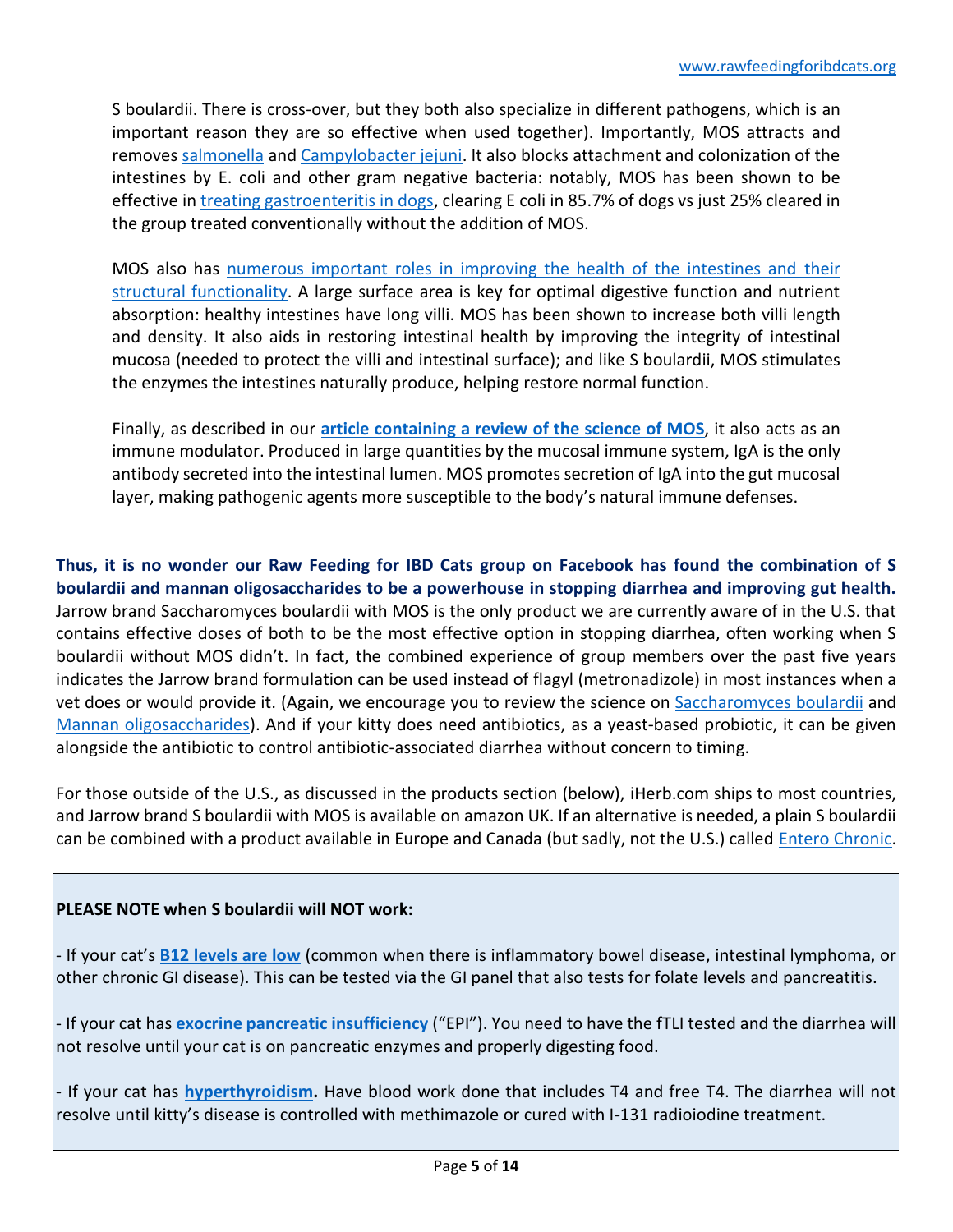S boulardii. There is cross-over, but they both also specialize in different pathogens, which is an important reason they are so effective when used together). Importantly, MOS attracts and removes salmonella and Campylobacter jejuni. It also blocks attachment and colonization of the intestines by E. coli and other gram negative bacteria: notably, MOS has been shown to be effective in treating gastroenteritis in dogs, clearing E coli in 85.7% of dogs vs just 25% cleared in the group treated conventionally without the addition of MOS.

MOS also has numerous important roles in improving the health of the intestines and their structural functionality. A large surface area is key for optimal digestive function and nutrient absorption: healthy intestines have long villi. MOS has been shown to increase both villi length and density. It also aids in restoring intestinal health by improving the integrity of intestinal mucosa (needed to protect the villi and intestinal surface); and like S boulardii, MOS stimulates the enzymes the intestines naturally produce, helping restore normal function.

Finally, as described in our **article containing a review of the science of MOS**, it also acts as an immune modulator. Produced in large quantities by the mucosal immune system, IgA is the only antibody secreted into the intestinal lumen. MOS promotes secretion of IgA into the gut mucosal layer, making pathogenic agents more susceptible to the body's natural immune defenses.

**Thus, it is no wonder our Raw Feeding for IBD Cats group on Facebook has found the combination of S boulardii and mannan oligosaccharides to be a powerhouse in stopping diarrhea and improving gut health.** Jarrow brand Saccharomyces boulardii with MOS is the only product we are currently aware of in the U.S. that contains effective doses of both to be the most effective option in stopping diarrhea, often working when S boulardii without MOS didn't. In fact, the combined experience of group members over the past five years indicates the Jarrow brand formulation can be used instead of flagyl (metronadizole) in most instances when a vet does or would provide it. (Again, we encourage you to review the science on Saccharomyces boulardii and Mannan oligosaccharides). And if your kitty does need antibiotics, as a yeast-based probiotic, it can be given alongside the antibiotic to control antibiotic-associated diarrhea without concern to timing.

For those outside of the U.S., as discussed in the products section (below), iHerb.com ships to most countries, and Jarrow brand S boulardii with MOS is available on amazon UK. If an alternative is needed, a plain S boulardii can be combined with a product available in Europe and Canada (but sadly, not the U.S.) called Entero Chronic.

---

**PLEASE NOTE when S boulardii will NOT work:**

- If your cat's **B12 levels are low** (common when there is inflammatory bowel disease, intestinal lymphoma, or other chronic GI disease). This can be tested via the GI panel that also tests for folate levels and pancreatitis.

- If your cat has **exocrine pancreatic insufficiency** ("EPI"). You need to have the fTLI tested and the diarrhea will not resolve until your cat is on pancreatic enzymes and properly digesting food.

- If your cat has **hyperthyroidism.** Have blood work done that includes T4 and free T4. The diarrhea will not resolve until kitty's disease is controlled with methimazole or cured with I-131 radioiodine treatment.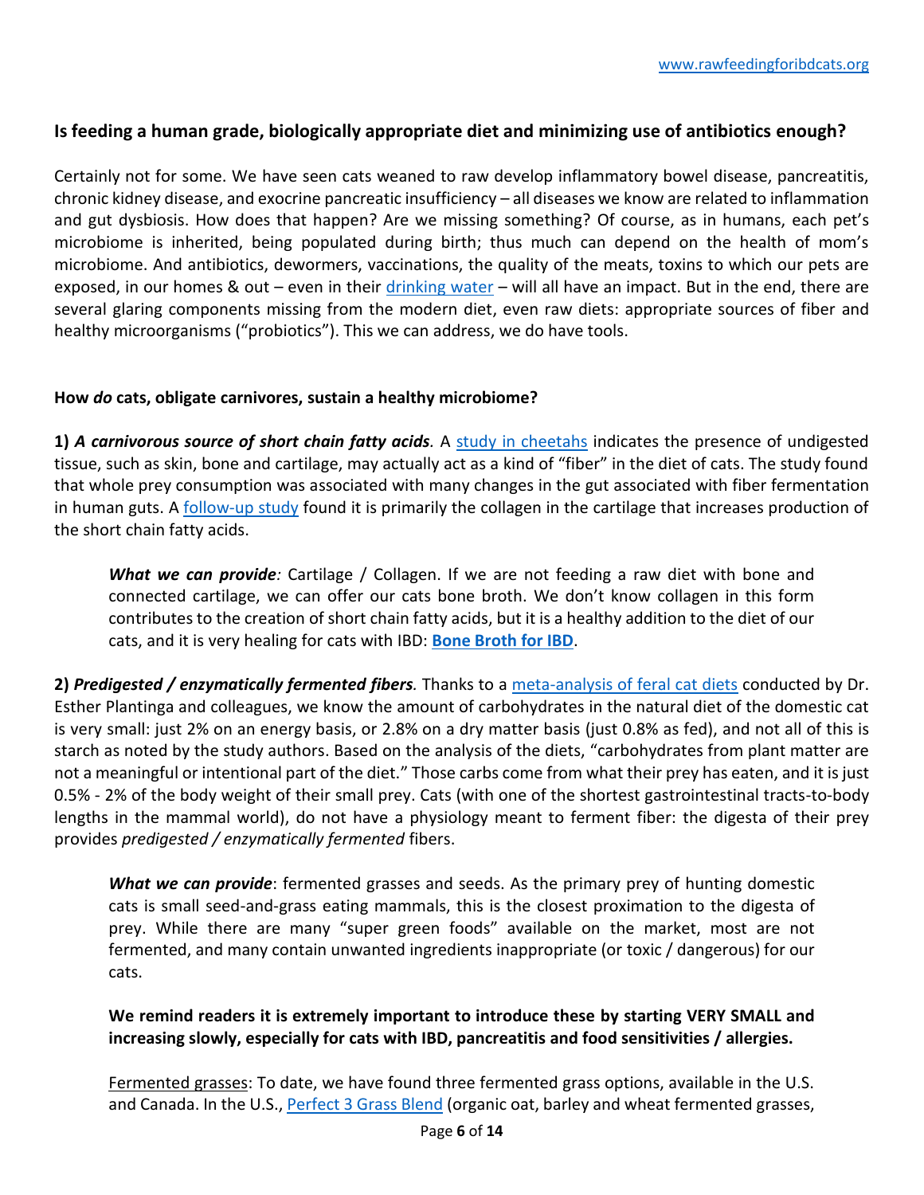**Is feeding a human grade, biologically appropriate diet and minimizing use of antibiotics enough?**

Certainly not for some. We have seen cats weaned to raw develop inflammatory bowel disease, pancreatitis, chronic kidney disease, and exocrine pancreatic insufficiency – all diseases we know are related to inflammation and gut dysbiosis. How does that happen? Are we missing something? Of course, as in humans, each pet's microbiome is inherited, being populated during birth; thus much can depend on the health of mom's microbiome. And antibiotics, dewormers, vaccinations, the quality of the meats, toxins to which our pets are exposed, in our homes & out – even in their drinking water – will all have an impact. But in the end, there are several glaring components missing from the modern diet, even raw diets: appropriate sources of fiber and healthy microorganisms ("probiotics"). This we can address, we do have tools.

**How *do* cats, obligate carnivores, sustain a healthy microbiome?**

**1)** ***A carnivorous source of short chain fatty acids.*** A study in cheetahs indicates the presence of undigested tissue, such as skin, bone and cartilage, may actually act as a kind of "fiber" in the diet of cats. The study found that whole prey consumption was associated with many changes in the gut associated with fiber fermentation in human guts. A follow-up study found it is primarily the collagen in the cartilage that increases production of the short chain fatty acids.

> ***What we can provide:*** Cartilage / Collagen. If we are not feeding a raw diet with bone and connected cartilage, we can offer our cats bone broth. We don't know collagen in this form contributes to the creation of short chain fatty acids, but it is a healthy addition to the diet of our cats, and it is very healing for cats with IBD: **Bone Broth for IBD**.

**2)** ***Predigested / enzymatically fermented fibers.*** Thanks to a meta-analysis of feral cat diets conducted by Dr. Esther Plantinga and colleagues, we know the amount of carbohydrates in the natural diet of the domestic cat is very small: just 2% on an energy basis, or 2.8% on a dry matter basis (just 0.8% as fed), and not all of this is starch as noted by the study authors. Based on the analysis of the diets, "carbohydrates from plant matter are not a meaningful or intentional part of the diet." Those carbs come from what their prey has eaten, and it is just 0.5% - 2% of the body weight of their small prey. Cats (with one of the shortest gastrointestinal tracts-to-body lengths in the mammal world), do not have a physiology meant to ferment fiber: the digesta of their prey provides *predigested / enzymatically fermented* fibers.

> ***What we can provide***: fermented grasses and seeds. As the primary prey of hunting domestic cats is small seed-and-grass eating mammals, this is the closest proximation to the digesta of prey. While there are many "super green foods" available on the market, most are not fermented, and many contain unwanted ingredients inappropriate (or toxic / dangerous) for our cats.
>
> **We remind readers it is extremely important to introduce these by starting VERY SMALL and increasing slowly, especially for cats with IBD, pancreatitis and food sensitivities / allergies.**
>
> Fermented grasses: To date, we have found three fermented grass options, available in the U.S. and Canada. In the U.S., Perfect 3 Grass Blend (organic oat, barley and wheat fermented grasses,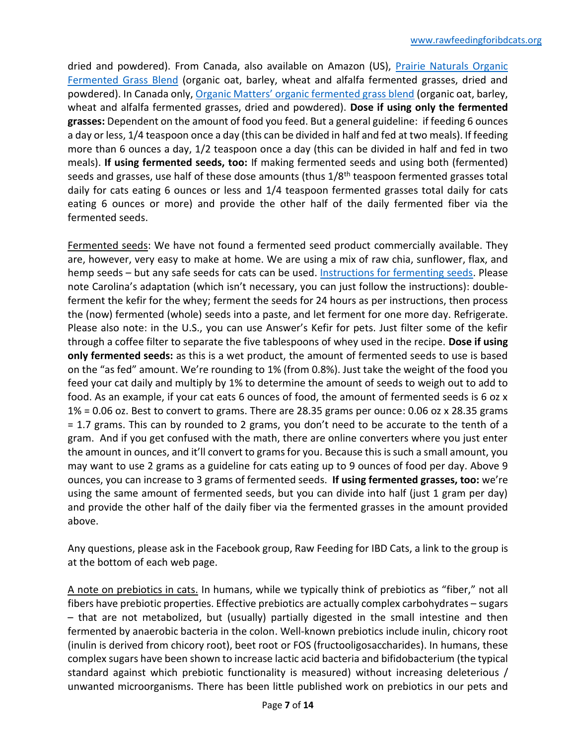dried and powdered). From Canada, also available on Amazon (US), [Prairie Naturals Organic Fermented Grass Blend] (organic oat, barley, wheat and alfalfa fermented grasses, dried and powdered). In Canada only, [Organic Matters' organic fermented grass blend] (organic oat, barley, wheat and alfalfa fermented grasses, dried and powdered). **Dose if using only the fermented grasses:** Dependent on the amount of food you feed. But a general guideline: if feeding 6 ounces a day or less, 1/4 teaspoon once a day (this can be divided in half and fed at two meals). If feeding more than 6 ounces a day, 1/2 teaspoon once a day (this can be divided in half and fed in two meals). **If using fermented seeds, too:** If making fermented seeds and using both (fermented) seeds and grasses, use half of these dose amounts (thus 1/8th teaspoon fermented grasses total daily for cats eating 6 ounces or less and 1/4 teaspoon fermented grasses total daily for cats eating 6 ounces or more) and provide the other half of the daily fermented fiber via the fermented seeds.

Fermented seeds: We have not found a fermented seed product commercially available. They are, however, very easy to make at home. We are using a mix of raw chia, sunflower, flax, and hemp seeds – but any safe seeds for cats can be used. [Instructions for fermenting seeds]. Please note Carolina's adaptation (which isn't necessary, you can just follow the instructions): double-ferment the kefir for the whey; ferment the seeds for 24 hours as per instructions, then process the (now) fermented (whole) seeds into a paste, and let ferment for one more day. Refrigerate. Please also note: in the U.S., you can use Answer's Kefir for pets. Just filter some of the kefir through a coffee filter to separate the five tablespoons of whey used in the recipe. **Dose if using only fermented seeds:** as this is a wet product, the amount of fermented seeds to use is based on the "as fed" amount. We're rounding to 1% (from 0.8%). Just take the weight of the food you feed your cat daily and multiply by 1% to determine the amount of seeds to weigh out to add to food. As an example, if your cat eats 6 ounces of food, the amount of fermented seeds is 6 oz x 1% = 0.06 oz. Best to convert to grams. There are 28.35 grams per ounce: 0.06 oz x 28.35 grams = 1.7 grams. This can by rounded to 2 grams, you don't need to be accurate to the tenth of a gram. And if you get confused with the math, there are online converters where you just enter the amount in ounces, and it'll convert to grams for you. Because this is such a small amount, you may want to use 2 grams as a guideline for cats eating up to 9 ounces of food per day. Above 9 ounces, you can increase to 3 grams of fermented seeds. **If using fermented grasses, too:** we're using the same amount of fermented seeds, but you can divide into half (just 1 gram per day) and provide the other half of the daily fiber via the fermented grasses in the amount provided above.

Any questions, please ask in the Facebook group, Raw Feeding for IBD Cats, a link to the group is at the bottom of each web page.

A note on prebiotics in cats. In humans, while we typically think of prebiotics as "fiber," not all fibers have prebiotic properties. Effective prebiotics are actually complex carbohydrates – sugars – that are not metabolized, but (usually) partially digested in the small intestine and then fermented by anaerobic bacteria in the colon. Well-known prebiotics include inulin, chicory root (inulin is derived from chicory root), beet root or FOS (fructooligosaccharides). In humans, these complex sugars have been shown to increase lactic acid bacteria and bifidobacterium (the typical standard against which prebiotic functionality is measured) without increasing deleterious / unwanted microorganisms. There has been little published work on prebiotics in our pets and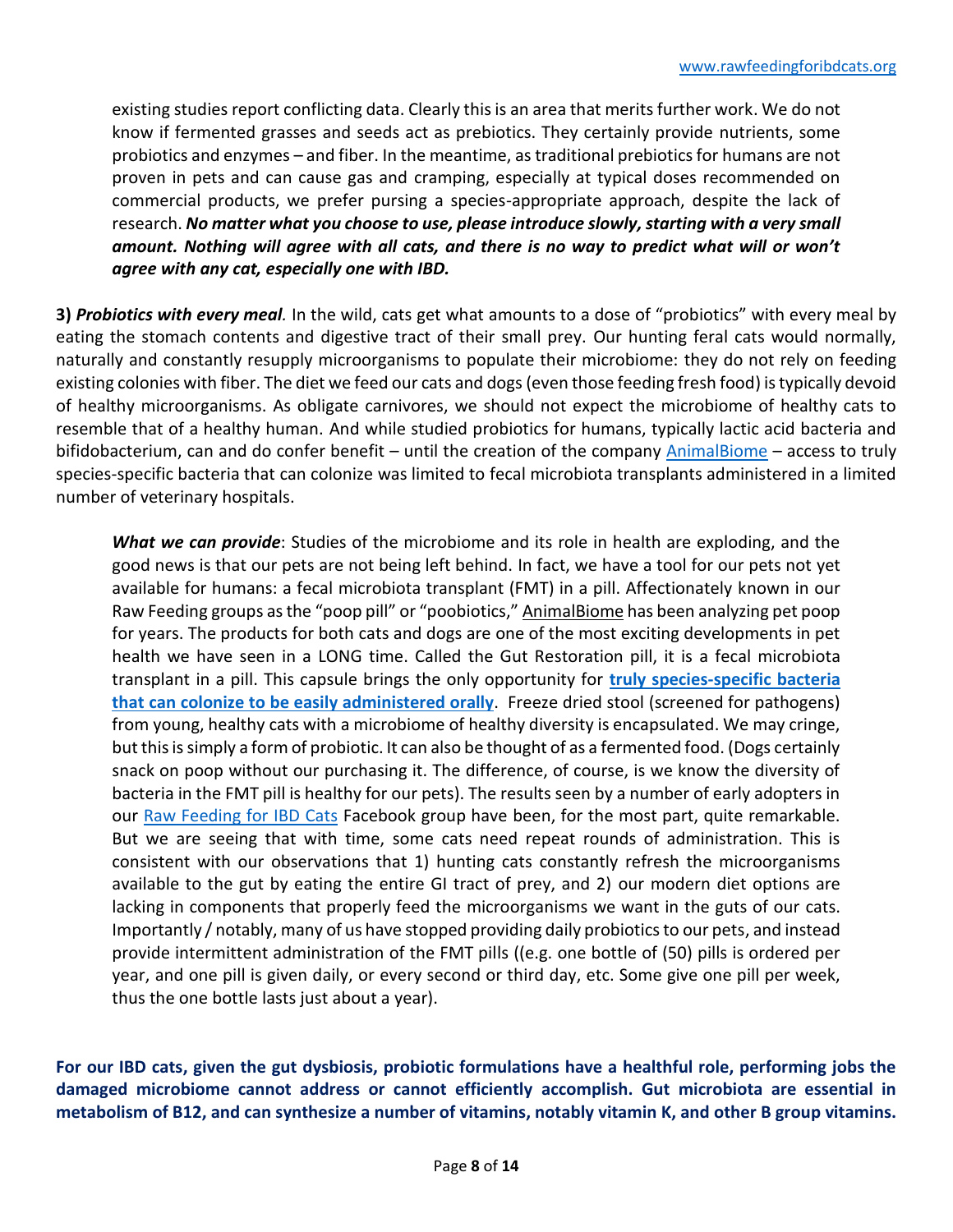existing studies report conflicting data. Clearly this is an area that merits further work. We do not know if fermented grasses and seeds act as prebiotics. They certainly provide nutrients, some probiotics and enzymes – and fiber. In the meantime, as traditional prebiotics for humans are not proven in pets and can cause gas and cramping, especially at typical doses recommended on commercial products, we prefer pursing a species-appropriate approach, despite the lack of research. ***No matter what you choose to use, please introduce slowly, starting with a very small amount. Nothing will agree with all cats, and there is no way to predict what will or won't agree with any cat, especially one with IBD.***

**3)** ***Probiotics with every meal**.* In the wild, cats get what amounts to a dose of "probiotics" with every meal by eating the stomach contents and digestive tract of their small prey. Our hunting feral cats would normally, naturally and constantly resupply microorganisms to populate their microbiome: they do not rely on feeding existing colonies with fiber. The diet we feed our cats and dogs (even those feeding fresh food) is typically devoid of healthy microorganisms. As obligate carnivores, we should not expect the microbiome of healthy cats to resemble that of a healthy human. And while studied probiotics for humans, typically lactic acid bacteria and bifidobacterium, can and do confer benefit – until the creation of the company AnimalBiome – access to truly species-specific bacteria that can colonize was limited to fecal microbiota transplants administered in a limited number of veterinary hospitals.

***What we can provide***: Studies of the microbiome and its role in health are exploding, and the good news is that our pets are not being left behind. In fact, we have a tool for our pets not yet available for humans: a fecal microbiota transplant (FMT) in a pill. Affectionately known in our Raw Feeding groups as the "poop pill" or "poobiotics," AnimalBiome has been analyzing pet poop for years. The products for both cats and dogs are one of the most exciting developments in pet health we have seen in a LONG time. Called the Gut Restoration pill, it is a fecal microbiota transplant in a pill. This capsule brings the only opportunity for **truly species-specific bacteria that can colonize to be easily administered orally**. Freeze dried stool (screened for pathogens) from young, healthy cats with a microbiome of healthy diversity is encapsulated. We may cringe, but this is simply a form of probiotic. It can also be thought of as a fermented food. (Dogs certainly snack on poop without our purchasing it. The difference, of course, is we know the diversity of bacteria in the FMT pill is healthy for our pets). The results seen by a number of early adopters in our Raw Feeding for IBD Cats Facebook group have been, for the most part, quite remarkable. But we are seeing that with time, some cats need repeat rounds of administration. This is consistent with our observations that 1) hunting cats constantly refresh the microorganisms available to the gut by eating the entire GI tract of prey, and 2) our modern diet options are lacking in components that properly feed the microorganisms we want in the guts of our cats. Importantly / notably, many of us have stopped providing daily probiotics to our pets, and instead provide intermittent administration of the FMT pills ((e.g. one bottle of (50) pills is ordered per year, and one pill is given daily, or every second or third day, etc. Some give one pill per week, thus the one bottle lasts just about a year).

**For our IBD cats, given the gut dysbiosis, probiotic formulations have a healthful role, performing jobs the damaged microbiome cannot address or cannot efficiently accomplish. Gut microbiota are essential in metabolism of B12, and can synthesize a number of vitamins, notably vitamin K, and other B group vitamins.**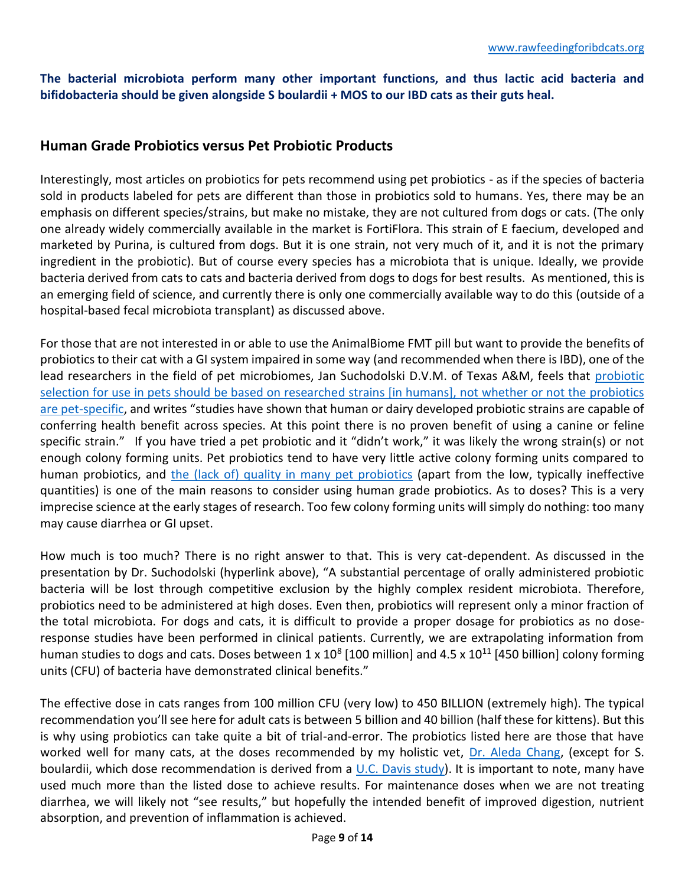**The bacterial microbiota perform many other important functions, and thus lactic acid bacteria and bifidobacteria should be given alongside S boulardii + MOS to our IBD cats as their guts heal.**

## Human Grade Probiotics versus Pet Probiotic Products

Interestingly, most articles on probiotics for pets recommend using pet probiotics - as if the species of bacteria sold in products labeled for pets are different than those in probiotics sold to humans. Yes, there may be an emphasis on different species/strains, but make no mistake, they are not cultured from dogs or cats. (The only one already widely commercially available in the market is FortiFlora. This strain of E faecium, developed and marketed by Purina, is cultured from dogs. But it is one strain, not very much of it, and it is not the primary ingredient in the probiotic). But of course every species has a microbiota that is unique. Ideally, we provide bacteria derived from cats to cats and bacteria derived from dogs to dogs for best results. As mentioned, this is an emerging field of science, and currently there is only one commercially available way to do this (outside of a hospital-based fecal microbiota transplant) as discussed above.

For those that are not interested in or able to use the AnimalBiome FMT pill but want to provide the benefits of probiotics to their cat with a GI system impaired in some way (and recommended when there is IBD), one of the lead researchers in the field of pet microbiomes, Jan Suchodolski D.V.M. of Texas A&M, feels that probiotic selection for use in pets should be based on researched strains [in humans], not whether or not the probiotics are pet-specific, and writes "studies have shown that human or dairy developed probiotic strains are capable of conferring health benefit across species. At this point there is no proven benefit of using a canine or feline specific strain." If you have tried a pet probiotic and it "didn't work," it was likely the wrong strain(s) or not enough colony forming units. Pet probiotics tend to have very little active colony forming units compared to human probiotics, and the (lack of) quality in many pet probiotics (apart from the low, typically ineffective quantities) is one of the main reasons to consider using human grade probiotics. As to doses? This is a very imprecise science at the early stages of research. Too few colony forming units will simply do nothing: too many may cause diarrhea or GI upset.

How much is too much? There is no right answer to that. This is very cat-dependent. As discussed in the presentation by Dr. Suchodolski (hyperlink above), "A substantial percentage of orally administered probiotic bacteria will be lost through competitive exclusion by the highly complex resident microbiota. Therefore, probiotics need to be administered at high doses. Even then, probiotics will represent only a minor fraction of the total microbiota. For dogs and cats, it is difficult to provide a proper dosage for probiotics as no dose-response studies have been performed in clinical patients. Currently, we are extrapolating information from human studies to dogs and cats. Doses between $1 \times 10^8$ [100 million] and $4.5 \times 10^{11}$ [450 billion] colony forming units (CFU) of bacteria have demonstrated clinical benefits."

The effective dose in cats ranges from 100 million CFU (very low) to 450 BILLION (extremely high). The typical recommendation you'll see here for adult cats is between 5 billion and 40 billion (half these for kittens). But this is why using probiotics can take quite a bit of trial-and-error. The probiotics listed here are those that have worked well for many cats, at the doses recommended by my holistic vet, Dr. Aleda Chang, (except for S. boulardii, which dose recommendation is derived from a U.C. Davis study). It is important to note, many have used much more than the listed dose to achieve results. For maintenance doses when we are not treating diarrhea, we will likely not "see results," but hopefully the intended benefit of improved digestion, nutrient absorption, and prevention of inflammation is achieved.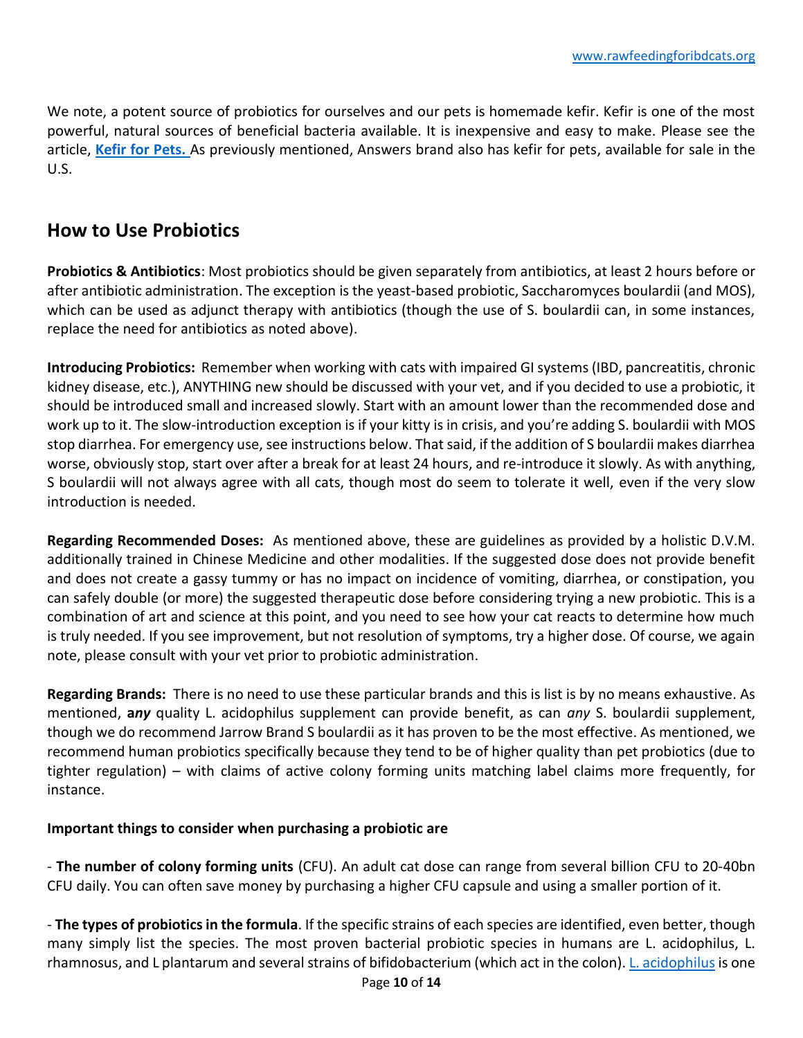We note, a potent source of probiotics for ourselves and our pets is homemade kefir. Kefir is one of the most powerful, natural sources of beneficial bacteria available. It is inexpensive and easy to make. Please see the article, **Kefir for Pets.** As previously mentioned, Answers brand also has kefir for pets, available for sale in the U.S.

## How to Use Probiotics

**Probiotics & Antibiotics**: Most probiotics should be given separately from antibiotics, at least 2 hours before or after antibiotic administration. The exception is the yeast-based probiotic, Saccharomyces boulardii (and MOS), which can be used as adjunct therapy with antibiotics (though the use of S. boulardii can, in some instances, replace the need for antibiotics as noted above).

**Introducing Probiotics:** Remember when working with cats with impaired GI systems (IBD, pancreatitis, chronic kidney disease, etc.), ANYTHING new should be discussed with your vet, and if you decided to use a probiotic, it should be introduced small and increased slowly. Start with an amount lower than the recommended dose and work up to it. The slow-introduction exception is if your kitty is in crisis, and you're adding S. boulardii with MOS stop diarrhea. For emergency use, see instructions below. That said, if the addition of S boulardii makes diarrhea worse, obviously stop, start over after a break for at least 24 hours, and re-introduce it slowly. As with anything, S boulardii will not always agree with all cats, though most do seem to tolerate it well, even if the very slow introduction is needed.

**Regarding Recommended Doses:** As mentioned above, these are guidelines as provided by a holistic D.V.M. additionally trained in Chinese Medicine and other modalities. If the suggested dose does not provide benefit and does not create a gassy tummy or has no impact on incidence of vomiting, diarrhea, or constipation, you can safely double (or more) the suggested therapeutic dose before considering trying a new probiotic. This is a combination of art and science at this point, and you need to see how your cat reacts to determine how much is truly needed. If you see improvement, but not resolution of symptoms, try a higher dose. Of course, we again note, please consult with your vet prior to probiotic administration.

**Regarding Brands:** There is no need to use these particular brands and this is list is by no means exhaustive. As mentioned, **a*ny*** quality L. acidophilus supplement can provide benefit, as can *any* S. boulardii supplement, though we do recommend Jarrow Brand S boulardii as it has proven to be the most effective. As mentioned, we recommend human probiotics specifically because they tend to be of higher quality than pet probiotics (due to tighter regulation) – with claims of active colony forming units matching label claims more frequently, for instance.

**Important things to consider when purchasing a probiotic are**

- **The number of colony forming units** (CFU). An adult cat dose can range from several billion CFU to 20-40bn CFU daily. You can often save money by purchasing a higher CFU capsule and using a smaller portion of it.

- **The types of probiotics in the formula**. If the specific strains of each species are identified, even better, though many simply list the species. The most proven bacterial probiotic species in humans are L. acidophilus, L. rhamnosus, and L plantarum and several strains of bifidobacterium (which act in the colon). L. acidophilus is one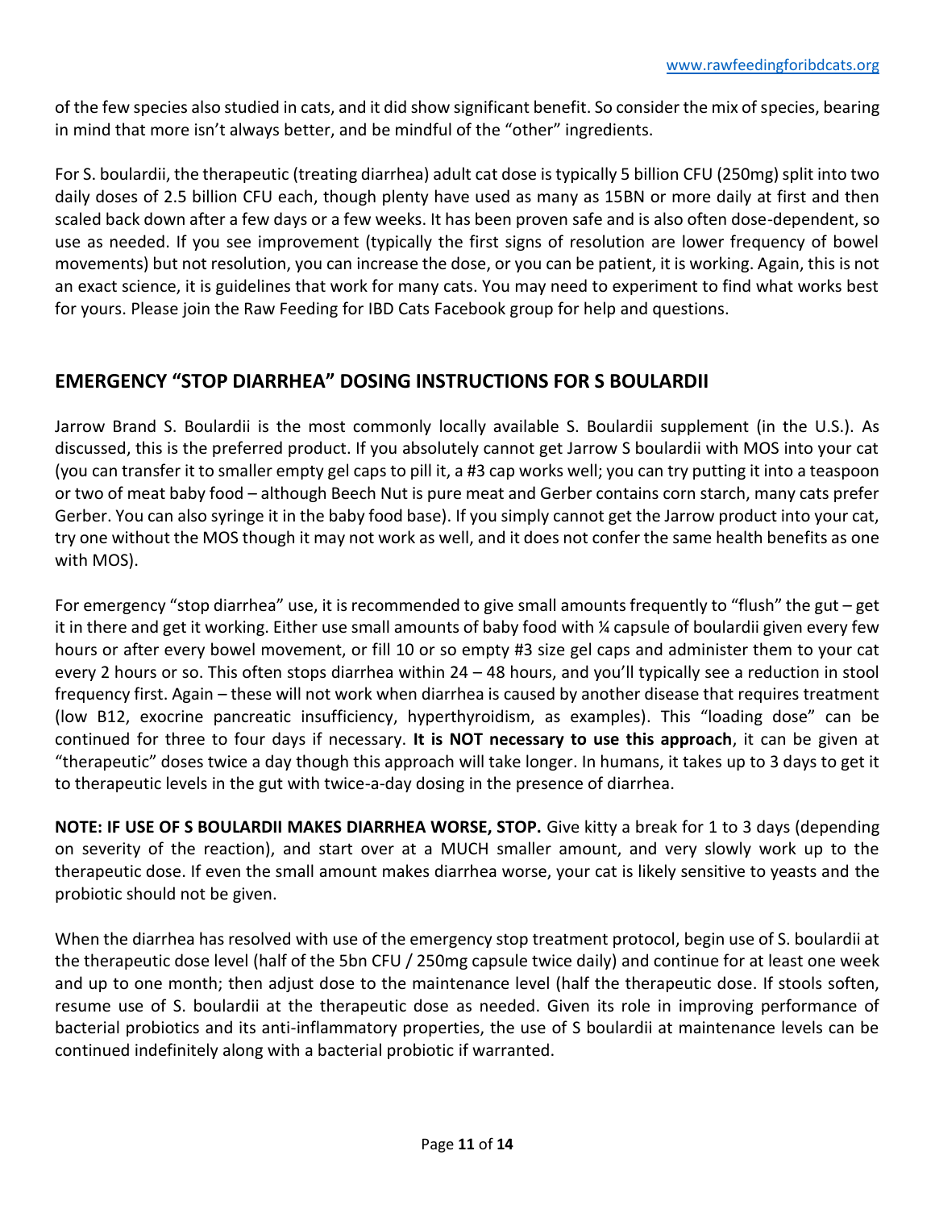of the few species also studied in cats, and it did show significant benefit. So consider the mix of species, bearing in mind that more isn't always better, and be mindful of the "other" ingredients.

For S. boulardii, the therapeutic (treating diarrhea) adult cat dose is typically 5 billion CFU (250mg) split into two daily doses of 2.5 billion CFU each, though plenty have used as many as 15BN or more daily at first and then scaled back down after a few days or a few weeks. It has been proven safe and is also often dose-dependent, so use as needed. If you see improvement (typically the first signs of resolution are lower frequency of bowel movements) but not resolution, you can increase the dose, or you can be patient, it is working. Again, this is not an exact science, it is guidelines that work for many cats. You may need to experiment to find what works best for yours. Please join the Raw Feeding for IBD Cats Facebook group for help and questions.

## EMERGENCY "STOP DIARRHEA" DOSING INSTRUCTIONS FOR S BOULARDII

Jarrow Brand S. Boulardii is the most commonly locally available S. Boulardii supplement (in the U.S.). As discussed, this is the preferred product. If you absolutely cannot get Jarrow S boulardii with MOS into your cat (you can transfer it to smaller empty gel caps to pill it, a #3 cap works well; you can try putting it into a teaspoon or two of meat baby food – although Beech Nut is pure meat and Gerber contains corn starch, many cats prefer Gerber. You can also syringe it in the baby food base). If you simply cannot get the Jarrow product into your cat, try one without the MOS though it may not work as well, and it does not confer the same health benefits as one with MOS).

For emergency "stop diarrhea" use, it is recommended to give small amounts frequently to "flush" the gut – get it in there and get it working. Either use small amounts of baby food with ¼ capsule of boulardii given every few hours or after every bowel movement, or fill 10 or so empty #3 size gel caps and administer them to your cat every 2 hours or so. This often stops diarrhea within 24 – 48 hours, and you'll typically see a reduction in stool frequency first. Again – these will not work when diarrhea is caused by another disease that requires treatment (low B12, exocrine pancreatic insufficiency, hyperthyroidism, as examples). This "loading dose" can be continued for three to four days if necessary. **It is NOT necessary to use this approach**, it can be given at "therapeutic" doses twice a day though this approach will take longer. In humans, it takes up to 3 days to get it to therapeutic levels in the gut with twice-a-day dosing in the presence of diarrhea.

**NOTE: IF USE OF S BOULARDII MAKES DIARRHEA WORSE, STOP.** Give kitty a break for 1 to 3 days (depending on severity of the reaction), and start over at a MUCH smaller amount, and very slowly work up to the therapeutic dose. If even the small amount makes diarrhea worse, your cat is likely sensitive to yeasts and the probiotic should not be given.

When the diarrhea has resolved with use of the emergency stop treatment protocol, begin use of S. boulardii at the therapeutic dose level (half of the 5bn CFU / 250mg capsule twice daily) and continue for at least one week and up to one month; then adjust dose to the maintenance level (half the therapeutic dose. If stools soften, resume use of S. boulardii at the therapeutic dose as needed. Given its role in improving performance of bacterial probiotics and its anti-inflammatory properties, the use of S boulardii at maintenance levels can be continued indefinitely along with a bacterial probiotic if warranted.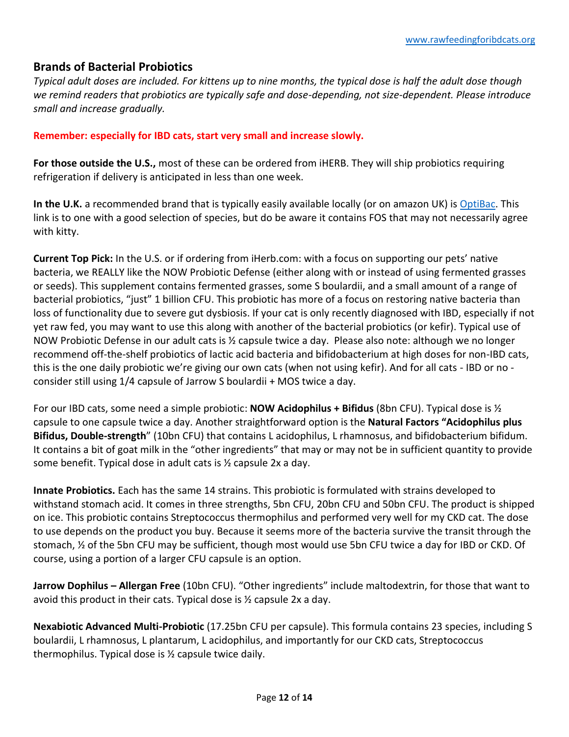## Brands of Bacterial Probiotics

*Typical adult doses are included. For kittens up to nine months, the typical dose is half the adult dose though we remind readers that probiotics are typically safe and dose-depending, not size-dependent. Please introduce small and increase gradually.*

**Remember: especially for IBD cats, start very small and increase slowly.**

**For those outside the U.S.,** most of these can be ordered from iHERB. They will ship probiotics requiring refrigeration if delivery is anticipated in less than one week.

**In the U.K.** a recommended brand that is typically easily available locally (or on amazon UK) is OptiBac. This link is to one with a good selection of species, but do be aware it contains FOS that may not necessarily agree with kitty.

**Current Top Pick:** In the U.S. or if ordering from iHerb.com: with a focus on supporting our pets' native bacteria, we REALLY like the NOW Probiotic Defense (either along with or instead of using fermented grasses or seeds). This supplement contains fermented grasses, some S boulardii, and a small amount of a range of bacterial probiotics, "just" 1 billion CFU. This probiotic has more of a focus on restoring native bacteria than loss of functionality due to severe gut dysbiosis. If your cat is only recently diagnosed with IBD, especially if not yet raw fed, you may want to use this along with another of the bacterial probiotics (or kefir). Typical use of NOW Probiotic Defense in our adult cats is ½ capsule twice a day. Please also note: although we no longer recommend off-the-shelf probiotics of lactic acid bacteria and bifidobacterium at high doses for non-IBD cats, this is the one daily probiotic we're giving our own cats (when not using kefir). And for all cats - IBD or no - consider still using 1/4 capsule of Jarrow S boulardii + MOS twice a day.

For our IBD cats, some need a simple probiotic: **NOW Acidophilus + Bifidus** (8bn CFU). Typical dose is ½ capsule to one capsule twice a day. Another straightforward option is the **Natural Factors "Acidophilus plus Bifidus, Double-strength**" (10bn CFU) that contains L acidophilus, L rhamnosus, and bifidobacterium bifidum. It contains a bit of goat milk in the "other ingredients" that may or may not be in sufficient quantity to provide some benefit. Typical dose in adult cats is ½ capsule 2x a day.

**Innate Probiotics.** Each has the same 14 strains. This probiotic is formulated with strains developed to withstand stomach acid. It comes in three strengths, 5bn CFU, 20bn CFU and 50bn CFU. The product is shipped on ice. This probiotic contains Streptococcus thermophilus and performed very well for my CKD cat. The dose to use depends on the product you buy. Because it seems more of the bacteria survive the transit through the stomach, ½ of the 5bn CFU may be sufficient, though most would use 5bn CFU twice a day for IBD or CKD. Of course, using a portion of a larger CFU capsule is an option.

**Jarrow Dophilus – Allergan Free** (10bn CFU). "Other ingredients" include maltodextrin, for those that want to avoid this product in their cats. Typical dose is ½ capsule 2x a day.

**Nexabiotic Advanced Multi-Probiotic** (17.25bn CFU per capsule). This formula contains 23 species, including S boulardii, L rhamnosus, L plantarum, L acidophilus, and importantly for our CKD cats, Streptococcus thermophilus. Typical dose is ½ capsule twice daily.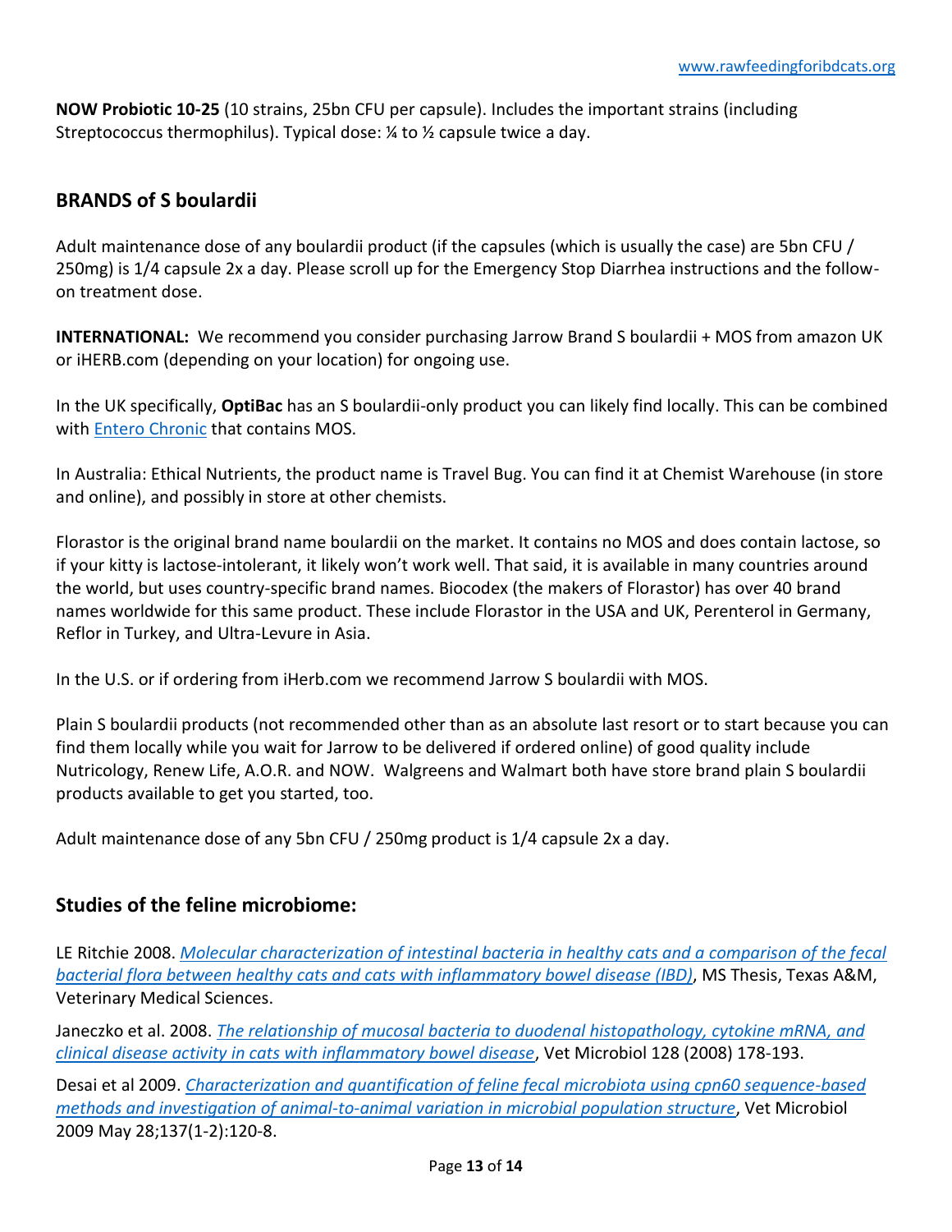**NOW Probiotic 10-25** (10 strains, 25bn CFU per capsule). Includes the important strains (including Streptococcus thermophilus). Typical dose: ¼ to ½ capsule twice a day.

## BRANDS of S boulardii

Adult maintenance dose of any boulardii product (if the capsules (which is usually the case) are 5bn CFU / 250mg) is 1/4 capsule 2x a day. Please scroll up for the Emergency Stop Diarrhea instructions and the follow-on treatment dose.

**INTERNATIONAL:** We recommend you consider purchasing Jarrow Brand S boulardii + MOS from amazon UK or iHERB.com (depending on your location) for ongoing use.

In the UK specifically, **OptiBac** has an S boulardii-only product you can likely find locally. This can be combined with Entero Chronic that contains MOS.

In Australia: Ethical Nutrients, the product name is Travel Bug. You can find it at Chemist Warehouse (in store and online), and possibly in store at other chemists.

Florastor is the original brand name boulardii on the market. It contains no MOS and does contain lactose, so if your kitty is lactose-intolerant, it likely won't work well. That said, it is available in many countries around the world, but uses country-specific brand names. Biocodex (the makers of Florastor) has over 40 brand names worldwide for this same product. These include Florastor in the USA and UK, Perenterol in Germany, Reflor in Turkey, and Ultra-Levure in Asia.

In the U.S. or if ordering from iHerb.com we recommend Jarrow S boulardii with MOS.

Plain S boulardii products (not recommended other than as an absolute last resort or to start because you can find them locally while you wait for Jarrow to be delivered if ordered online) of good quality include Nutricology, Renew Life, A.O.R. and NOW. Walgreens and Walmart both have store brand plain S boulardii products available to get you started, too.

Adult maintenance dose of any 5bn CFU / 250mg product is 1/4 capsule 2x a day.

## Studies of the feline microbiome:

LE Ritchie 2008. *Molecular characterization of intestinal bacteria in healthy cats and a comparison of the fecal bacterial flora between healthy cats and cats with inflammatory bowel disease (IBD)*, MS Thesis, Texas A&M, Veterinary Medical Sciences.

Janeczko et al. 2008. *The relationship of mucosal bacteria to duodenal histopathology, cytokine mRNA, and clinical disease activity in cats with inflammatory bowel disease*, Vet Microbiol 128 (2008) 178-193.

Desai et al 2009. *Characterization and quantification of feline fecal microbiota using cpn60 sequence-based methods and investigation of animal-to-animal variation in microbial population structure*, Vet Microbiol 2009 May 28;137(1-2):120-8.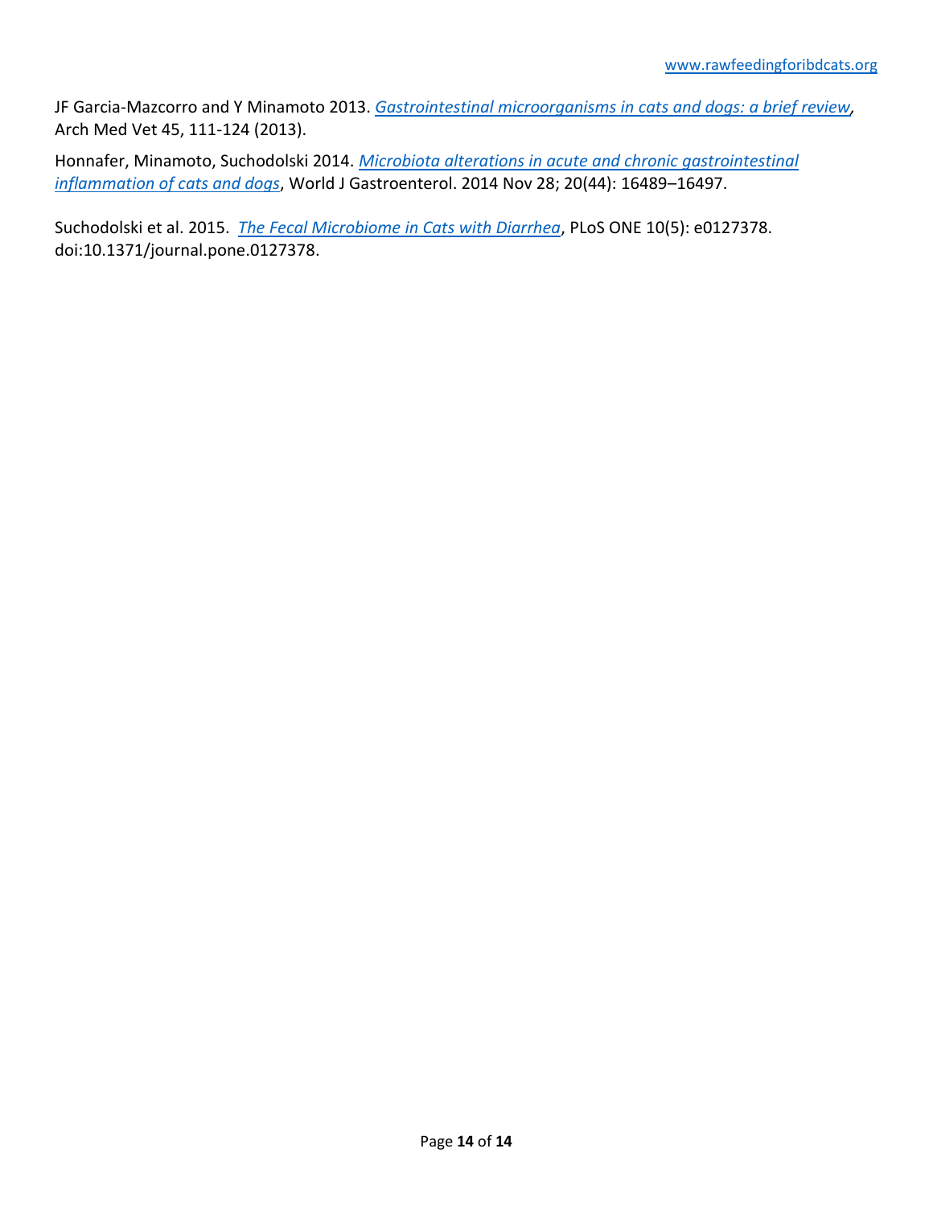JF Garcia-Mazcorro and Y Minamoto 2013. *Gastrointestinal microorganisms in cats and dogs: a brief review*, Arch Med Vet 45, 111-124 (2013).

Honnafer, Minamoto, Suchodolski 2014. *Microbiota alterations in acute and chronic gastrointestinal inflammation of cats and dogs*, World J Gastroenterol. 2014 Nov 28; 20(44): 16489–16497.

Suchodolski et al. 2015. *The Fecal Microbiome in Cats with Diarrhea*, PLoS ONE 10(5): e0127378. doi:10.1371/journal.pone.0127378.